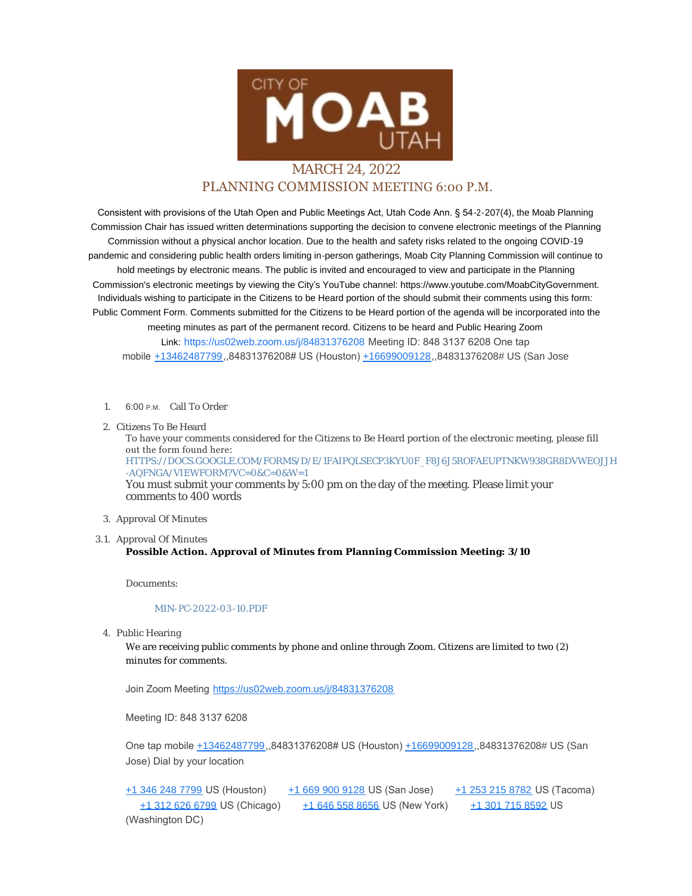CITY OF MOAB UTAH

# MARCH 24, 2022
## PLANNING COMMISSION MEETING 6:00 P.M.

Consistent with provisions of the Utah Open and Public Meetings Act, Utah Code Ann. § 54-2-207(4), the Moab Planning Commission Chair has issued written determinations supporting the decision to convene electronic meetings of the Planning Commission without a physical anchor location. Due to the health and safety risks related to the ongoing COVID-19 pandemic and considering public health orders limiting in-person gatherings, Moab City Planning Commission will continue to hold meetings by electronic means. The public is invited and encouraged to view and participate in the Planning Commission's electronic meetings by viewing the City's YouTube channel: https://www.youtube.com/MoabCityGovernment. Individuals wishing to participate in the Citizens to be Heard portion of the should submit their comments using this form: Public Comment Form. Comments submitted for the Citizens to be Heard portion of the agenda will be incorporated into the meeting minutes as part of the permanent record. Citizens to be heard and Public Hearing Zoom Link: https://us02web.zoom.us/j/84831376208 Meeting ID: 848 3137 6208 One tap mobile +13462487799,,84831376208# US (Houston) +16699009128,,84831376208# US (San Jose

1. 6:00 P.M. Call To Order

2. Citizens To Be Heard

   To have your comments considered for the Citizens to Be Heard portion of the electronic meeting, please fill out the form found here: HTTPS://DOCS.GOOGLE.COM/FORMS/D/E/1FAIPQLSECP3KYU0F_F8J6J5ROFAEUPTNKW938GR8DVWEOJJH-AQFNGA/VIEWFORM?VC=0&C=0&W=1

   You must submit your comments by 5:00 pm on the day of the meeting. Please limit your comments to 400 words

3. Approval Of Minutes

3.1. Approval Of Minutes

   **Possible Action. Approval of Minutes from Planning Commission Meeting: 3/10**

   Documents:

   MIN-PC-2022-03-10.PDF

4. Public Hearing

   We are receiving public comments by phone and online through Zoom. Citizens are limited to two (2) minutes for comments.

   Join Zoom Meeting https://us02web.zoom.us/j/84831376208

   Meeting ID: 848 3137 6208

   One tap mobile +13462487799,,84831376208# US (Houston) +16699009128,,84831376208# US (San Jose) Dial by your location

   +1 346 248 7799 US (Houston) +1 669 900 9128 US (San Jose) +1 253 215 8782 US (Tacoma) +1 312 626 6799 US (Chicago) +1 646 558 8656 US (New York) +1 301 715 8592 US (Washington DC)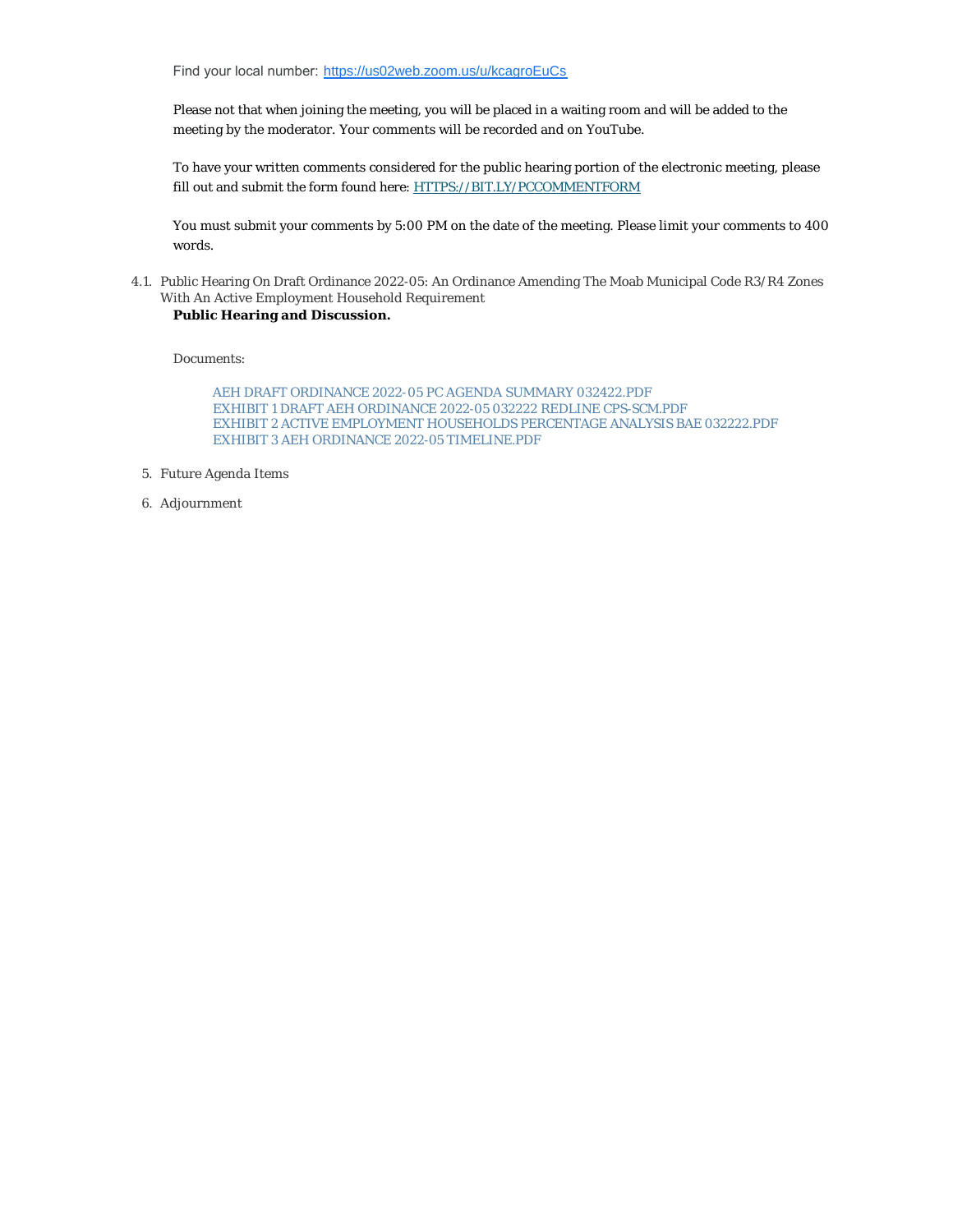Find your local number: https://us02web.zoom.us/u/kcagroEuCs

Please not that when joining the meeting, you will be placed in a waiting room and will be added to the meeting by the moderator. Your comments will be recorded and on YouTube.

To have your written comments considered for the public hearing portion of the electronic meeting, please fill out and submit the form found here: HTTPS://BIT.LY/PCCOMMENTFORM

You must submit your comments by 5:00 PM on the date of the meeting. Please limit your comments to 400 words.

4.1. Public Hearing On Draft Ordinance 2022-05: An Ordinance Amending The Moab Municipal Code R3/R4 Zones With An Active Employment Household Requirement

**Public Hearing and Discussion.**

Documents:

- AEH DRAFT ORDINANCE 2022- 05 PC AGENDA SUMMARY 032422.PDF
- EXHIBIT 1 DRAFT AEH ORDINANCE 2022-05 032222 REDLINE CPS-SCM.PDF
- EXHIBIT 2 ACTIVE EMPLOYMENT HOUSEHOLDS PERCENTAGE ANALYSIS BAE 032222.PDF
- EXHIBIT 3 AEH ORDINANCE 2022-05 TIMELINE.PDF

5. Future Agenda Items

6. Adjournment